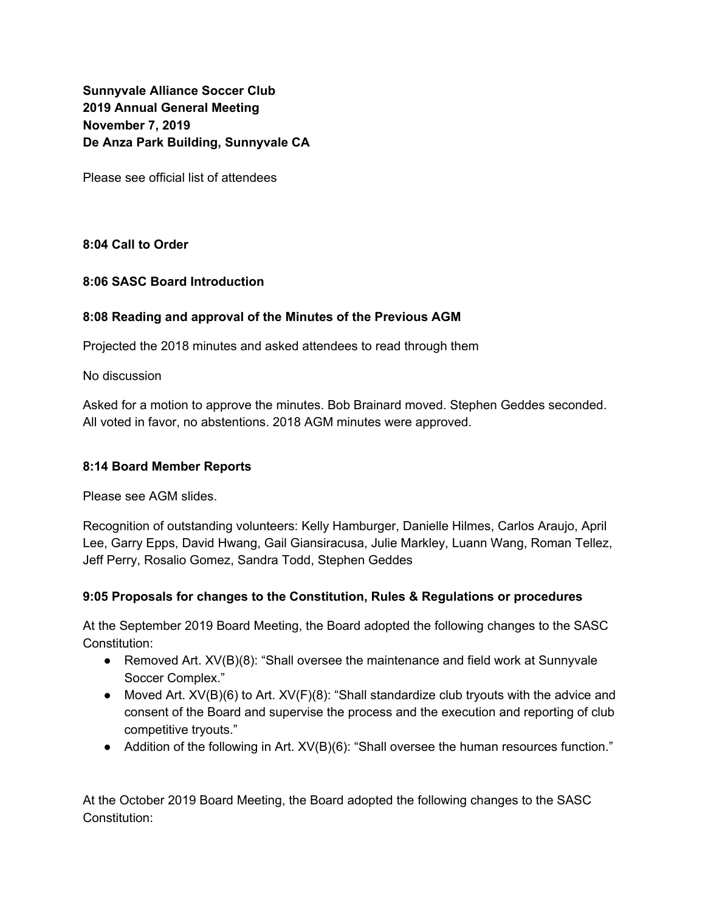**Sunnyvale Alliance Soccer Club**
**2019 Annual General Meeting**
**November 7, 2019**
**De Anza Park Building, Sunnyvale CA**

Please see official list of attendees

**8:04 Call to Order**

**8:06 SASC Board Introduction**

**8:08 Reading and approval of the Minutes of the Previous AGM**

Projected the 2018 minutes and asked attendees to read through them

No discussion

Asked for a motion to approve the minutes. Bob Brainard moved. Stephen Geddes seconded. All voted in favor, no abstentions. 2018 AGM minutes were approved.

**8:14 Board Member Reports**

Please see AGM slides.

Recognition of outstanding volunteers: Kelly Hamburger, Danielle Hilmes, Carlos Araujo, April Lee, Garry Epps, David Hwang, Gail Giansiracusa, Julie Markley, Luann Wang, Roman Tellez, Jeff Perry, Rosalio Gomez, Sandra Todd, Stephen Geddes

**9:05 Proposals for changes to the Constitution, Rules & Regulations or procedures**

At the September 2019 Board Meeting, the Board adopted the following changes to the SASC Constitution:

- Removed Art. XV(B)(8): "Shall oversee the maintenance and field work at Sunnyvale Soccer Complex."
- Moved Art. XV(B)(6) to Art. XV(F)(8): "Shall standardize club tryouts with the advice and consent of the Board and supervise the process and the execution and reporting of club competitive tryouts."
- Addition of the following in Art. XV(B)(6): "Shall oversee the human resources function."

At the October 2019 Board Meeting, the Board adopted the following changes to the SASC Constitution: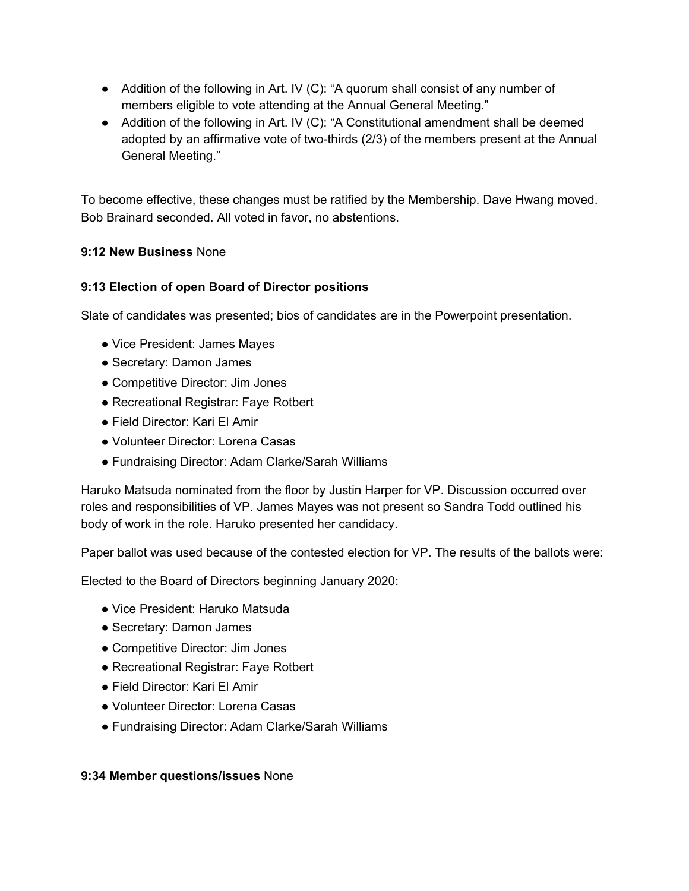- Addition of the following in Art. IV (C): “A quorum shall consist of any number of members eligible to vote attending at the Annual General Meeting.”
- Addition of the following in Art. IV (C): “A Constitutional amendment shall be deemed adopted by an affirmative vote of two-thirds (2/3) of the members present at the Annual General Meeting.”

To become effective, these changes must be ratified by the Membership. Dave Hwang moved. Bob Brainard seconded. All voted in favor, no abstentions.

**9:12 New Business** None

**9:13 Election of open Board of Director positions**

Slate of candidates was presented; bios of candidates are in the Powerpoint presentation.

- Vice President: James Mayes
- Secretary: Damon James
- Competitive Director: Jim Jones
- Recreational Registrar: Faye Rotbert
- Field Director: Kari El Amir
- Volunteer Director: Lorena Casas
- Fundraising Director: Adam Clarke/Sarah Williams

Haruko Matsuda nominated from the floor by Justin Harper for VP. Discussion occurred over roles and responsibilities of VP. James Mayes was not present so Sandra Todd outlined his body of work in the role. Haruko presented her candidacy.

Paper ballot was used because of the contested election for VP. The results of the ballots were:

Elected to the Board of Directors beginning January 2020:

- Vice President: Haruko Matsuda
- Secretary: Damon James
- Competitive Director: Jim Jones
- Recreational Registrar: Faye Rotbert
- Field Director: Kari El Amir
- Volunteer Director: Lorena Casas
- Fundraising Director: Adam Clarke/Sarah Williams

**9:34 Member questions/issues** None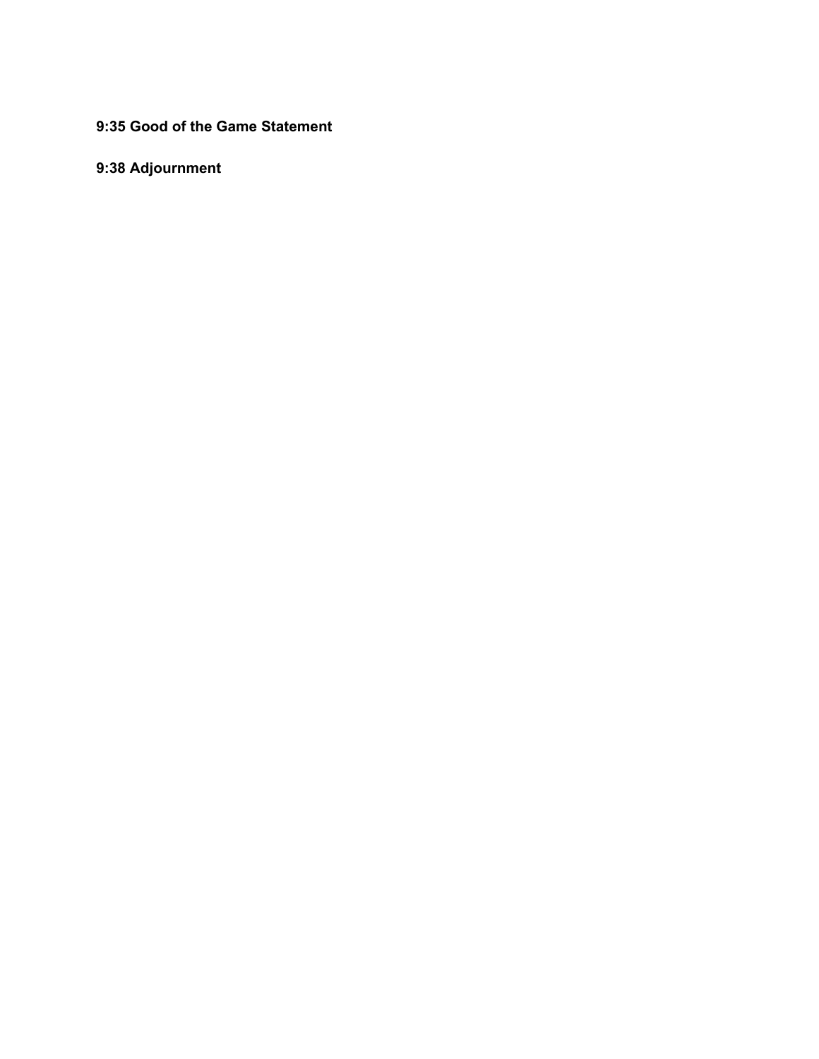**9:35 Good of the Game Statement**

**9:38 Adjournment**